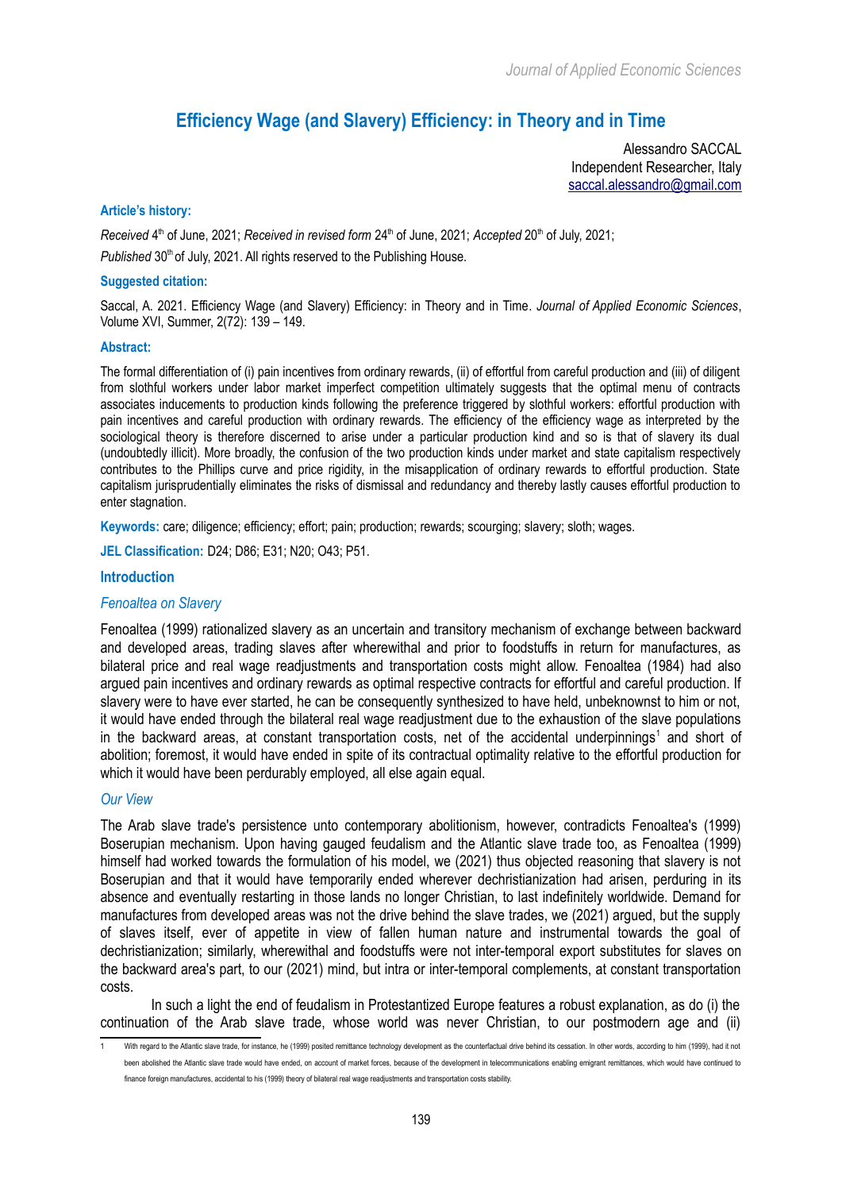# Efficiency Wage (and Slavery) Efficiency: in Theory and in Time

Alessandro SACCAL
Independent Researcher, Italy
saccal.alessandro@gmail.com

**Article's history:**

*Received* 4th of June, 2021; *Received in revised form* 24th of June, 2021; *Accepted* 20th of July, 2021;
*Published* 30th of July, 2021. All rights reserved to the Publishing House.

**Suggested citation:**

Saccal, A. 2021. Efficiency Wage (and Slavery) Efficiency: in Theory and in Time. *Journal of Applied Economic Sciences*, Volume XVI, Summer, 2(72): 139 – 149.

**Abstract:**

The formal differentiation of (i) pain incentives from ordinary rewards, (ii) of effortful from careful production and (iii) of diligent from slothful workers under labor market imperfect competition ultimately suggests that the optimal menu of contracts associates inducements to production kinds following the preference triggered by slothful workers: effortful production with pain incentives and careful production with ordinary rewards. The efficiency of the efficiency wage as interpreted by the sociological theory is therefore discerned to arise under a particular production kind and so is that of slavery its dual (undoubtedly illicit). More broadly, the confusion of the two production kinds under market and state capitalism respectively contributes to the Phillips curve and price rigidity, in the misapplication of ordinary rewards to effortful production. State capitalism jurisprudentially eliminates the risks of dismissal and redundancy and thereby lastly causes effortful production to enter stagnation.

**Keywords:** care; diligence; efficiency; effort; pain; production; rewards; scourging; slavery; sloth; wages.

**JEL Classification:** D24; D86; E31; N20; O43; P51.

## Introduction

### *Fenoaltea on Slavery*

Fenoaltea (1999) rationalized slavery as an uncertain and transitory mechanism of exchange between backward and developed areas, trading slaves after wherewithal and prior to foodstuffs in return for manufactures, as bilateral price and real wage readjustments and transportation costs might allow. Fenoaltea (1984) had also argued pain incentives and ordinary rewards as optimal respective contracts for effortful and careful production. If slavery were to have ever started, he can be consequently synthesized to have held, unbeknownst to him or not, it would have ended through the bilateral real wage readjustment due to the exhaustion of the slave populations in the backward areas, at constant transportation costs, net of the accidental underpinnings[1] and short of abolition; foremost, it would have ended in spite of its contractual optimality relative to the effortful production for which it would have been perdurably employed, all else again equal.

### *Our View*

The Arab slave trade's persistence unto contemporary abolitionism, however, contradicts Fenoaltea's (1999) Boserupian mechanism. Upon having gauged feudalism and the Atlantic slave trade too, as Fenoaltea (1999) himself had worked towards the formulation of his model, we (2021) thus objected reasoning that slavery is not Boserupian and that it would have temporarily ended wherever dechristianization had arisen, perduring in its absence and eventually restarting in those lands no longer Christian, to last indefinitely worldwide. Demand for manufactures from developed areas was not the drive behind the slave trades, we (2021) argued, but the supply of slaves itself, ever of appetite in view of fallen human nature and instrumental towards the goal of dechristianization; similarly, wherewithal and foodstuffs were not inter-temporal export substitutes for slaves on the backward area's part, to our (2021) mind, but intra or inter-temporal complements, at constant transportation costs.

In such a light the end of feudalism in Protestantized Europe features a robust explanation, as do (i) the continuation of the Arab slave trade, whose world was never Christian, to our postmodern age and (ii)

[1] With regard to the Atlantic slave trade, for instance, he (1999) posited remittance technology development as the counterfactual drive behind its cessation. In other words, according to him (1999), had it not been abolished the Atlantic slave trade would have ended, on account of market forces, because of the development in telecommunications enabling emigrant remittances, which would have continued to finance foreign manufactures, accidental to his (1999) theory of bilateral real wage readjustments and transportation costs stability.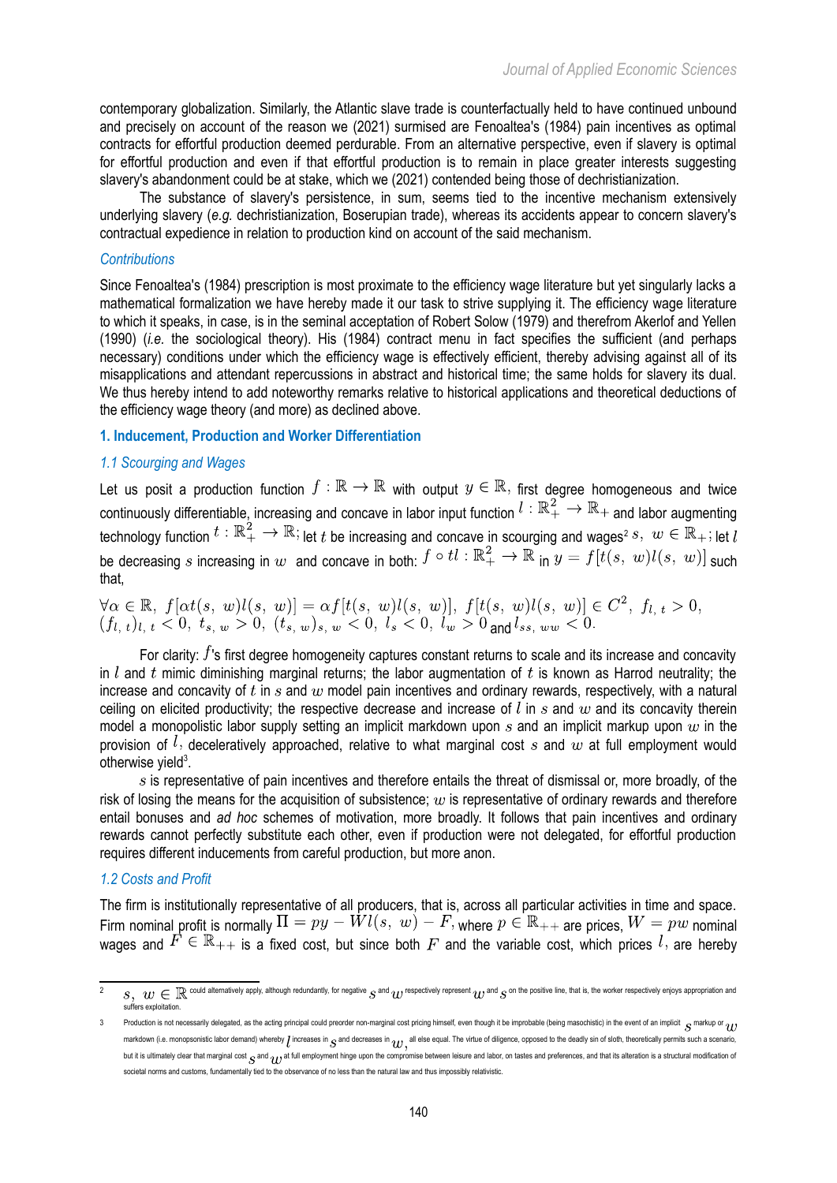contemporary globalization. Similarly, the Atlantic slave trade is counterfactually held to have continued unbound and precisely on account of the reason we (2021) surmised are Fenoaltea's (1984) pain incentives as optimal contracts for effortful production deemed perdurable. From an alternative perspective, even if slavery is optimal for effortful production and even if that effortful production is to remain in place greater interests suggesting slavery's abandonment could be at stake, which we (2021) contended being those of dechristianization.

The substance of slavery's persistence, in sum, seems tied to the incentive mechanism extensively underlying slavery (*e.g.* dechristianization, Boserupian trade), whereas its accidents appear to concern slavery's contractual expedience in relation to production kind on account of the said mechanism.

### *Contributions*

Since Fenoaltea's (1984) prescription is most proximate to the efficiency wage literature but yet singularly lacks a mathematical formalization we have hereby made it our task to strive supplying it. The efficiency wage literature to which it speaks, in case, is in the seminal acceptation of Robert Solow (1979) and therefrom Akerlof and Yellen (1990) (*i.e.* the sociological theory). His (1984) contract menu in fact specifies the sufficient (and perhaps necessary) conditions under which the efficiency wage is effectively efficient, thereby advising against all of its misapplications and attendant repercussions in abstract and historical time; the same holds for slavery its dual. We thus hereby intend to add noteworthy remarks relative to historical applications and theoretical deductions of the efficiency wage theory (and more) as declined above.

## 1. Inducement, Production and Worker Differentiation

### *1.1 Scourging and Wages*

Let us posit a production function $f : \mathbb{R} \to \mathbb{R}$ with output $y \in \mathbb{R}$, first degree homogeneous and twice continuously differentiable, increasing and concave in labor input function $l : \mathbb{R}^2_+ \to \mathbb{R}_+$ and labor augmenting technology function $t : \mathbb{R}^2_+ \to \mathbb{R}$; let $t$ be increasing and concave in scourging and wages[2] $s,\ w \in \mathbb{R}_+$; let $l$ be decreasing $s$ increasing in $w$ and concave in both: $f \circ tl : \mathbb{R}^2_+ \to \mathbb{R}$ in $y = f[t(s,\ w)l(s,\ w)]$ such that,

$$\forall \alpha \in \mathbb{R},\ f[\alpha t(s,\ w)l(s,\ w)] = \alpha f[t(s,\ w)l(s,\ w)],\ f[t(s,\ w)l(s,\ w)] \in C^2,\ f_{l,\ t} > 0,$$
$$(f_{l,\ t})_{l,\ t} < 0,\ t_{s,\ w} > 0,\ (t_{s,\ w})_{s,\ w} < 0,\ l_s < 0,\ l_w > 0 \text{ and } l_{ss,\ ww} < 0.$$

For clarity: $f$'s first degree homogeneity captures constant returns to scale and its increase and concavity in $l$ and $t$ mimic diminishing marginal returns; the labor augmentation of $t$ is known as Harrod neutrality; the increase and concavity of $t$ in $s$ and $w$ model pain incentives and ordinary rewards, respectively, with a natural ceiling on elicited productivity; the respective decrease and increase of $l$ in $s$ and $w$ and its concavity therein model a monopolistic labor supply setting an implicit markdown upon $s$ and an implicit markup upon $w$ in the provision of $l$, deceleratively approached, relative to what marginal cost $s$ and $w$ at full employment would otherwise yield[3].

$s$ is representative of pain incentives and therefore entails the threat of dismissal or, more broadly, of the risk of losing the means for the acquisition of subsistence; $w$ is representative of ordinary rewards and therefore entail bonuses and *ad hoc* schemes of motivation, more broadly. It follows that pain incentives and ordinary rewards cannot perfectly substitute each other, even if production were not delegated, for effortful production requires different inducements from careful production, but more anon.

### *1.2 Costs and Profit*

The firm is institutionally representative of all producers, that is, across all particular activities in time and space. Firm nominal profit is normally $\Pi = py - Wl(s,\ w) - F$, where $p \in \mathbb{R}_{++}$ are prices, $W = pw$ nominal wages and $F \in \mathbb{R}_{++}$ is a fixed cost, but since both $F$ and the variable cost, which prices $l$, are hereby

---

[2] $s,\ w \in \mathbb{R}$ could alternatively apply, although redundantly, for negative $s$ and $w$ respectively represent $w$ and $s$ on the positive line, that is, the worker respectively enjoys appropriation and suffers exploitation.

[3] Production is not necessarily delegated, as the acting principal could preorder non-marginal cost pricing himself, even though it be improbable (being masochistic) in the event of an implicit $s$ markup or $w$ markdown (i.e. monopsonistic labor demand) whereby $l$ increases in $s$ and decreases in $w$, all else equal. The virtue of diligence, opposed to the deadly sin of sloth, theoretically permits such a scenario, but it is ultimately clear that marginal cost $s$ and $w$ at full employment hinge upon the compromise between leisure and labor, on tastes and preferences, and that its alteration is a structural modification of societal norms and customs, fundamentally tied to the observance of no less than the natural law and thus impossibly relativistic.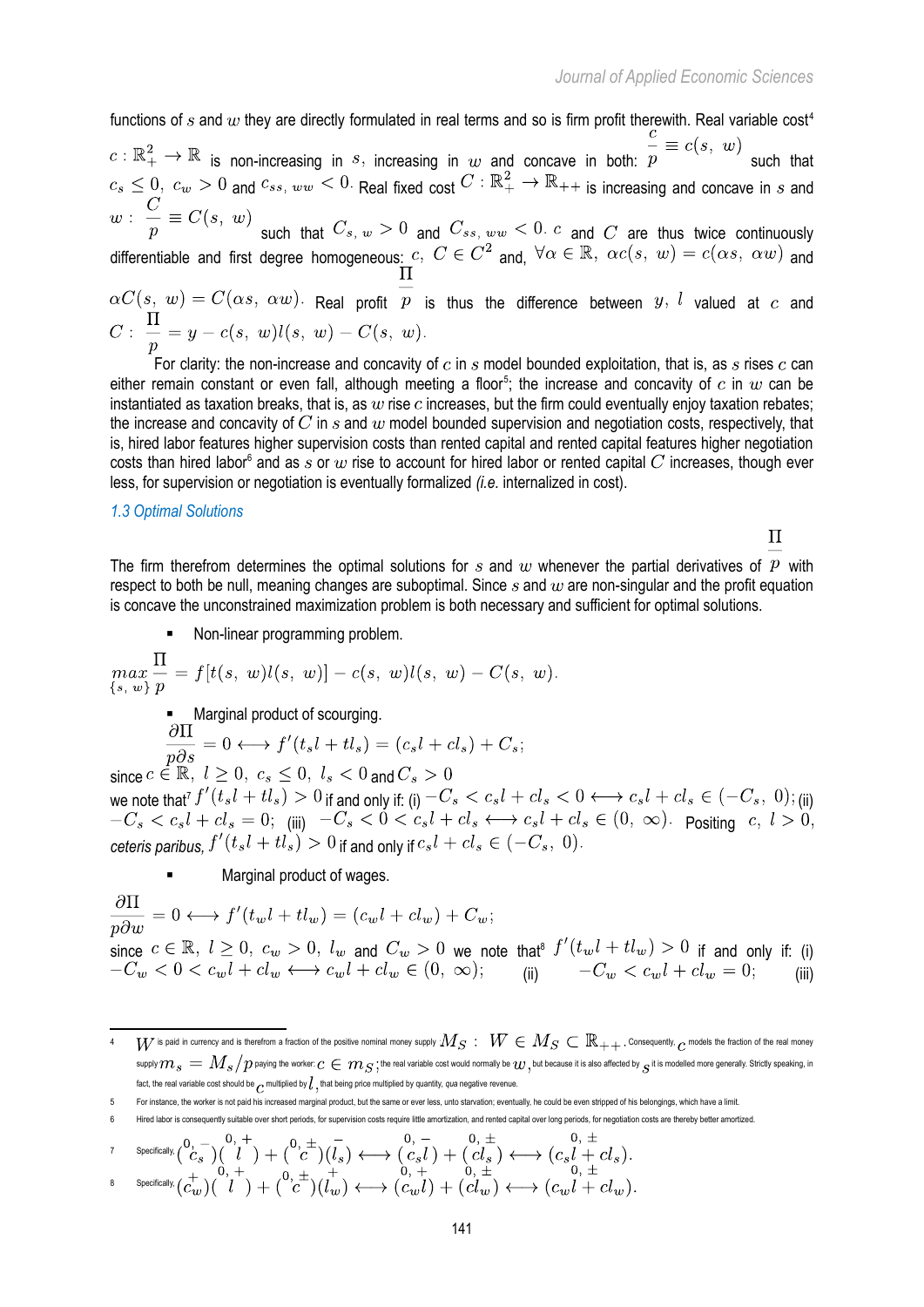functions of $s$ and $w$ they are directly formulated in real terms and so is firm profit therewith. Real variable cost[4] $c : \mathbb{R}_+^2 \rightarrow \mathbb{R}$ is non-increasing in $s$, increasing in $w$ and concave in both: $\frac{c}{p} \equiv c(s,\ w)$ such that $c_s \leq 0,\ c_w > 0$ and $c_{ss,\ ww} < 0$. Real fixed cost $C : \mathbb{R}_+^2 \rightarrow \mathbb{R}_{++}$ is increasing and concave in $s$ and $w$ : $\frac{C}{p} \equiv C(s,\ w)$ such that $C_{s,\ w} > 0$ and $C_{ss,\ ww} < 0$. $c$ and $C$ are thus twice continuously differentiable and first degree homogeneous: $c,\ C \in C^2$ and, $\forall \alpha \in \mathbb{R},\ \alpha c(s,\ w) = c(\alpha s,\ \alpha w)$ and $\alpha C(s,\ w) = C(\alpha s,\ \alpha w)$. Real profit $\frac{\Pi}{p}$ is thus the difference between $y$, $l$ valued at $c$ and $C$ : $\frac{\Pi}{p} = y - c(s,\ w)l(s,\ w) - C(s,\ w)$.

For clarity: the non-increase and concavity of $c$ in $s$ model bounded exploitation, that is, as $s$ rises $c$ can either remain constant or even fall, although meeting a floor[5]; the increase and concavity of $c$ in $w$ can be instantiated as taxation breaks, that is, as $w$ rise $c$ increases, but the firm could eventually enjoy taxation rebates; the increase and concavity of $C$ in $s$ and $w$ model bounded supervision and negotiation costs, respectively, that is, hired labor features higher supervision costs than rented capital and rented capital features higher negotiation costs than hired labor[6] and as $s$ or $w$ rise to account for hired labor or rented capital $C$ increases, though ever less, for supervision or negotiation is eventually formalized *(i.e.* internalized in cost).

### 1.3 Optimal Solutions

The firm therefrom determines the optimal solutions for $s$ and $w$ whenever the partial derivatives of $\frac{\Pi}{p}$ with respect to both be null, meaning changes are suboptimal. Since $s$ and $w$ are non-singular and the profit equation is concave the unconstrained maximization problem is both necessary and sufficient for optimal solutions.

- Non-linear programming problem.

$$\max_{\{s,\ w\}} \frac{\Pi}{p} = f[t(s,\ w)l(s,\ w)] - c(s,\ w)l(s,\ w) - C(s,\ w).$$

- Marginal product of scourging.

$$\frac{\partial \Pi}{p \partial s} = 0 \longleftrightarrow f'(t_s l + t l_s) = (c_s l + c l_s) + C_s;$$

since $c \in \mathbb{R},\ l \geq 0,\ c_s \leq 0,\ l_s < 0$ and $C_s > 0$ we note that[7] $f'(t_s l + t l_s) > 0$ if and only if: (i) $-C_s < c_s l + c l_s < 0 \longleftrightarrow c_s l + c l_s \in (-C_s,\ 0)$; (ii) $-C_s < c_s l + c l_s = 0$; (iii) $-C_s < 0 < c_s l + c l_s \longleftrightarrow c_s l + c l_s \in (0,\ \infty)$. Positing $c,\ l > 0$, *ceteris paribus,* $f'(t_s l + t l_s) > 0$ if and only if $c_s l + c l_s \in (-C_s,\ 0)$.

- Marginal product of wages.

$$\frac{\partial \Pi}{p \partial w} = 0 \longleftrightarrow f'(t_w l + t l_w) = (c_w l + c l_w) + C_w;$$

since $c \in \mathbb{R},\ l \geq 0,\ c_w > 0,\ l_w$ and $C_w > 0$ we note that[8] $f'(t_w l + t l_w) > 0$ if and only if: (i) $-C_w < 0 < c_w l + c l_w \longleftrightarrow c_w l + c l_w \in (0,\ \infty)$; (ii) $-C_w < c_w l + c l_w = 0$; (iii)

---

[4] $W$ is paid in currency and is therefrom a fraction of the positive nominal money supply $M_S$ : $W \in M_S \subset \mathbb{R}_{++}$. Consequently, $c$ models the fraction of the real money supply $m_s = M_s/p$ paying the worker: $c \in m_S$; the real variable cost would normally be $w$, but because it is also affected by $s$ it is modelled more generally. Strictly speaking, in fact, the real variable cost should be $c$ multiplied by $l$, that being price multiplied by quantity, *qua* negative revenue.

[5] For instance, the worker is not paid his increased marginal product, but the same or ever less, unto starvation; eventually, he could be even stripped of his belongings, which have a limit.

[6] Hired labor is consequently suitable over short periods, for supervision costs require little amortization, and rented capital over long periods, for negotiation costs are thereby better amortized.

[7] Specifically, $\overset{0,\ -}{(c_s)}\overset{0,\ +}{(l)} + \overset{0,\ \pm}{(c)}\overset{-}{(l_s)} \longleftrightarrow \overset{0,\ -}{(c_s l)} + \overset{0,\ \pm}{(c l_s)} \longleftrightarrow \overset{0,\ \pm}{(c_s l + c l_s)}$.

[8] Specifically, $\overset{+}{(c_w)}\overset{0,\ +}{(l)} + \overset{0,\ \pm}{(c)}\overset{+}{(l_w)} \longleftrightarrow \overset{0,\ +}{(c_w l)} + \overset{0,\ \pm}{(c l_w)} \longleftrightarrow \overset{0,\ \pm}{(c_w l + c l_w)}$.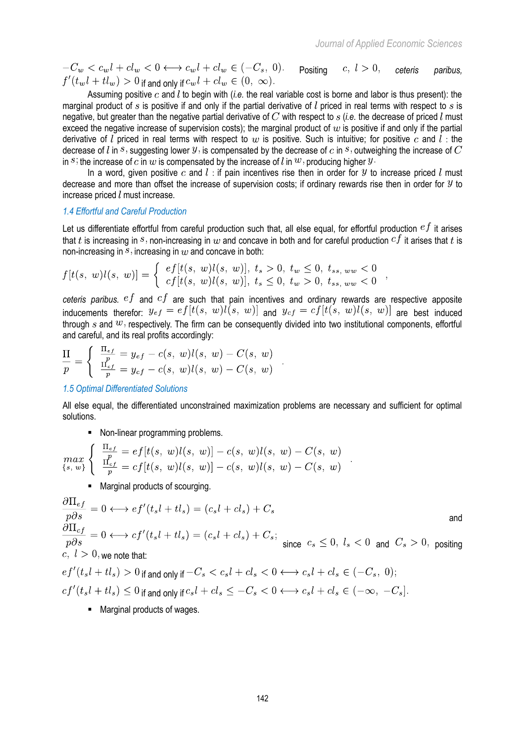$-C_w < c_w l + c l_w < 0 \longleftrightarrow c_w l + c l_w \in (-C_s,\ 0)$. Positing $c,\ l > 0$, *ceteris paribus*, $f'(t_w l + t l_w) > 0$ if and only if $c_w l + c l_w \in (0,\ \infty)$.

Assuming positive $c$ and $l$ to begin with (*i.e.* the real variable cost is borne and labor is thus present): the marginal product of $s$ is positive if and only if the partial derivative of $l$ priced in real terms with respect to $s$ is negative, but greater than the negative partial derivative of $C$ with respect to $s$ (*i.e.* the decrease of priced $l$ must exceed the negative increase of supervision costs); the marginal product of $w$ is positive if and only if the partial derivative of $l$ priced in real terms with respect to $w$ is positive. Such is intuitive; for positive $c$ and $l$ : the decrease of $l$ in $s$, suggesting lower $y$, is compensated by the decrease of $c$ in $s$, outweighing the increase of $C$ in $s$; the increase of $c$ in $w$ is compensated by the increase of $l$ in $w$, producing higher $y$.

In a word, given positive $c$ and $l$ : if pain incentives rise then in order for $y$ to increase priced $l$ must decrease and more than offset the increase of supervision costs; if ordinary rewards rise then in order for $y$ to increase priced $l$ must increase.

### 1.4 Effortful and Careful Production

Let us differentiate effortful from careful production such that, all else equal, for effortful production $ef$ it arises that $t$ is increasing in $s$, non-increasing in $w$ and concave in both and for careful production $cf$ it arises that $t$ is non-increasing in $s$, increasing in $w$ and concave in both:

$$f[t(s,\ w)l(s,\ w)] = \begin{cases} ef[t(s,\ w)l(s,\ w)],\ t_s > 0,\ t_w \leq 0,\ t_{ss,\ ww} < 0 \\ cf[t(s,\ w)l(s,\ w)],\ t_s \leq 0,\ t_w > 0,\ t_{ss,\ ww} < 0 \end{cases},$$

*ceteris paribus*. $ef$ and $cf$ are such that pain incentives and ordinary rewards are respective apposite inducements therefor: $y_{ef} = ef[t(s,\ w)l(s,\ w)]$ and $y_{cf} = cf[t(s,\ w)l(s,\ w)]$ are best induced through $s$ and $w$, respectively. The firm can be consequently divided into two institutional components, effortful and careful, and its real profits accordingly:

$$\frac{\Pi}{p} = \begin{cases} \frac{\Pi_{ef}}{p} = y_{ef} - c(s,\ w)l(s,\ w) - C(s,\ w) \\ \frac{\Pi_{cf}}{p} = y_{cf} - c(s,\ w)l(s,\ w) - C(s,\ w) \end{cases}.$$

### 1.5 Optimal Differentiated Solutions

All else equal, the differentiated unconstrained maximization problems are necessary and sufficient for optimal solutions.

- Non-linear programming problems.

$$\max_{\{s,\ w\}} \begin{cases} \frac{\Pi_{ef}}{p} = ef[t(s,\ w)l(s,\ w)] - c(s,\ w)l(s,\ w) - C(s,\ w) \\ \frac{\Pi_{cf}}{p} = cf[t(s,\ w)l(s,\ w)] - c(s,\ w)l(s,\ w) - C(s,\ w) \end{cases}.$$

- Marginal products of scourging.

$$\frac{\partial \Pi_{ef}}{p \partial s} = 0 \longleftrightarrow ef'(t_s l + t l_s) = (c_s l + c l_s) + C_s$$

and

$$\frac{\partial \Pi_{cf}}{p \partial s} = 0 \longleftrightarrow cf'(t_s l + t l_s) = (c_s l + c l_s) + C_s;$$

since $c_s \leq 0,\ l_s < 0$ and $C_s > 0$, positing $c,\ l > 0$, we note that:

$ef'(t_s l + t l_s) > 0$ if and only if $-C_s < c_s l + c l_s < 0 \longleftrightarrow c_s l + c l_s \in (-C_s,\ 0)$;

$cf'(t_s l + t l_s) \leq 0$ if and only if $c_s l + c l_s \leq -C_s < 0 \longleftrightarrow c_s l + c l_s \in (-\infty,\ -C_s]$.

- Marginal products of wages.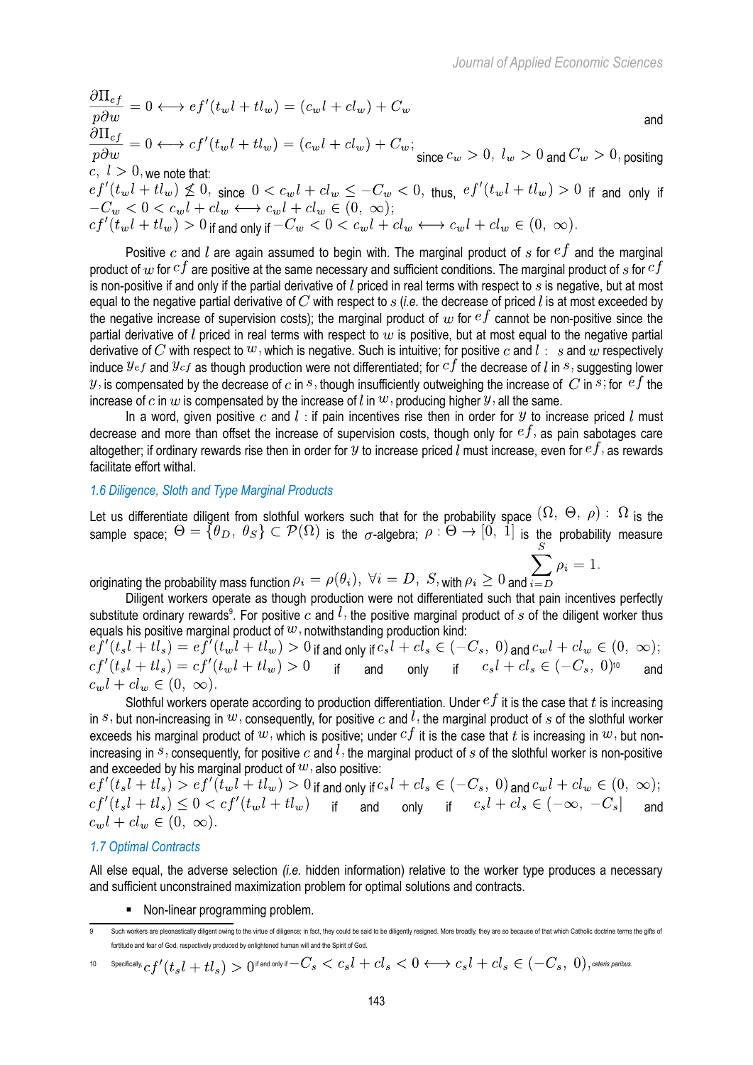$$\frac{\partial \Pi_{ef}}{p \partial w} = 0 \longleftrightarrow ef'(t_w l + tl_w) = (c_w l + cl_w) + C_w$$ and

$$\frac{\partial \Pi_{cf}}{p \partial w} = 0 \longleftrightarrow cf'(t_w l + tl_w) = (c_w l + cl_w) + C_w;$$ since $c_w > 0,\ l_w > 0$ and $C_w > 0$, positing $c,\ l > 0$, we note that:

$ef'(t_w l + tl_w) \nleq 0,$ since $0 < c_w l + cl_w \leq -C_w < 0,$ thus, $ef'(t_w l + tl_w) > 0$ if and only if $-C_w < 0 < c_w l + cl_w \longleftrightarrow c_w l + cl_w \in (0,\ \infty);$

$cf'(t_w l + tl_w) > 0$ if and only if $-C_w < 0 < c_w l + cl_w \longleftrightarrow c_w l + cl_w \in (0,\ \infty).$

Positive $c$ and $l$ are again assumed to begin with. The marginal product of $s$ for $ef$ and the marginal product of $w$ for $cf$ are positive at the same necessary and sufficient conditions. The marginal product of $s$ for $cf$ is non-positive if and only if the partial derivative of $l$ priced in real terms with respect to $s$ is negative, but at most equal to the negative partial derivative of $C$ with respect to $s$ (*i.e.* the decrease of priced $l$ is at most exceeded by the negative increase of supervision costs); the marginal product of $w$ for $ef$ cannot be non-positive since the partial derivative of $l$ priced in real terms with respect to $w$ is positive, but at most equal to the negative partial derivative of $C$ with respect to $w$, which is negative. Such is intuitive; for positive $c$ and $l$ : $s$ and $w$ respectively induce $y_{ef}$ and $y_{cf}$ as though production were not differentiated; for $cf$ the decrease of $l$ in $s$, suggesting lower $y$, is compensated by the decrease of $c$ in $s$, though insufficiently outweighing the increase of $C$ in $s$; for $ef$ the increase of $c$ in $w$ is compensated by the increase of $l$ in $w$, producing higher $y$, all the same.

In a word, given positive $c$ and $l$ : if pain incentives rise then in order for $y$ to increase priced $l$ must decrease and more than offset the increase of supervision costs, though only for $ef$, as pain sabotages care altogether; if ordinary rewards rise then in order for $y$ to increase priced $l$ must increase, even for $ef$, as rewards facilitate effort withal.

### 1.6 Diligence, Sloth and Type Marginal Products

Let us differentiate diligent from slothful workers such that for the probability space $(\Omega,\ \Theta,\ \rho)$ : $\Omega$ is the sample space; $\Theta = \{\theta_D,\ \theta_S\} \subset \mathcal{P}(\Omega)$ is the $\sigma$-algebra; $\rho : \Theta \rightarrow [0,\ 1]$ is the probability measure originating the probability mass function $\rho_i = \rho(\theta_i),\ \forall i = D,\ S,$ with $\rho_i \geq 0$ and $\sum_{i=D}^{S} \rho_i = 1.$

Diligent workers operate as though production were not differentiated such that pain incentives perfectly substitute ordinary rewards[9]. For positive $c$ and $l$, the positive marginal product of $s$ of the diligent worker thus equals his positive marginal product of $w$, notwithstanding production kind:

$ef'(t_s l + tl_s) = ef'(t_w l + tl_w) > 0$ if and only if $c_s l + cl_s \in (-C_s,\ 0)$ and $c_w l + cl_w \in (0,\ \infty);$

$cf'(t_s l + tl_s) = cf'(t_w l + tl_w) > 0$ if and only if $c_s l + cl_s \in (-C_s,\ 0)$[10] and $c_w l + cl_w \in (0,\ \infty).$

Slothful workers operate according to production differentiation. Under $ef$ it is the case that $t$ is increasing in $s$, but non-increasing in $w$, consequently, for positive $c$ and $l$, the marginal product of $s$ of the slothful worker exceeds his marginal product of $w$, which is positive; under $cf$ it is the case that $t$ is increasing in $w$, but non-increasing in $s$, consequently, for positive $c$ and $l$, the marginal product of $s$ of the slothful worker is non-positive and exceeded by his marginal product of $w$, also positive:

$ef'(t_s l + tl_s) > ef'(t_w l + tl_w) > 0$ if and only if $c_s l + cl_s \in (-C_s,\ 0)$ and $c_w l + cl_w \in (0,\ \infty);$

$cf'(t_s l + tl_s) \leq 0 < cf'(t_w l + tl_w)$ if and only if $c_s l + cl_s \in (-\infty,\ -C_s]$ and $c_w l + cl_w \in (0,\ \infty).$

### 1.7 Optimal Contracts

All else equal, the adverse selection *(i.e.* hidden information) relative to the worker type produces a necessary and sufficient unconstrained maximization problem for optimal solutions and contracts.

- Non-linear programming problem.

---

[9] Such workers are pleonastically diligent owing to the virtue of diligence; in fact, they could be said to be diligently resigned. More broadly, they are so because of that which Catholic doctrine terms the gifts of fortitude and fear of God, respectively produced by enlightened human will and the Spirit of God.

[10] Specifically, $cf'(t_s l + tl_s) > 0$ if and only if $-C_s < c_s l + cl_s < 0 \longleftrightarrow c_s l + cl_s \in (-C_s,\ 0)$, *ceteris paribus.*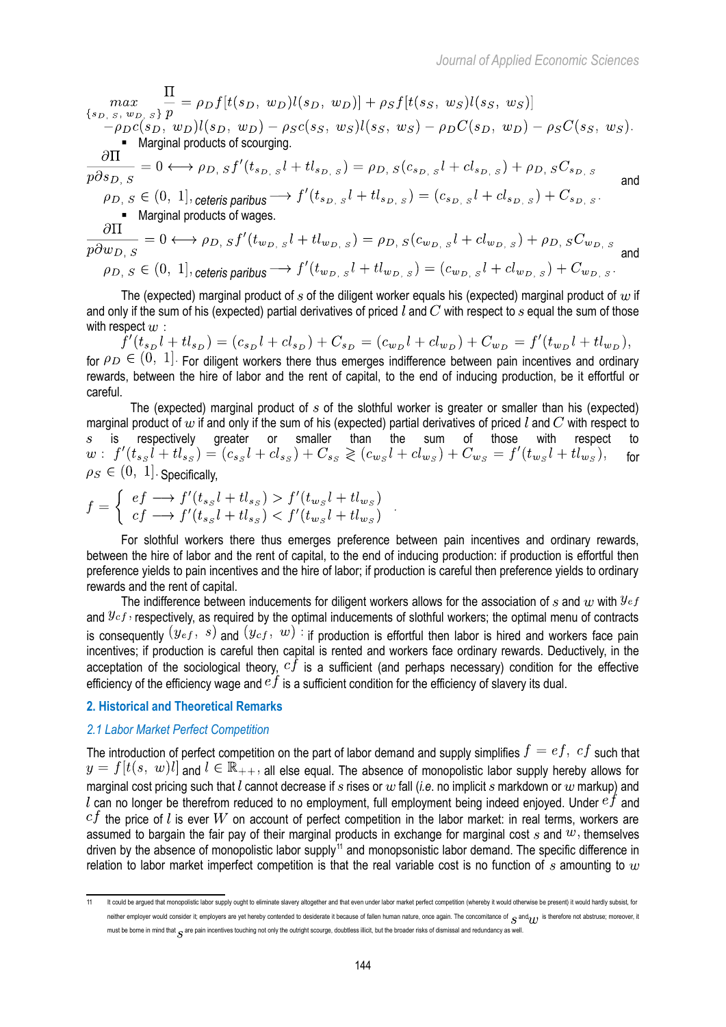$$\max_{\{s_D,\ s,\ w_D,\ s\}} \frac{\Pi}{p} = \rho_D f[t(s_D,\ w_D)l(s_D,\ w_D)] + \rho_S f[t(s_S,\ w_S)l(s_S,\ w_S)]$$
$$-\rho_D c(s_D,\ w_D)l(s_D,\ w_D) - \rho_S c(s_S,\ w_S)l(s_S,\ w_S) - \rho_D C(s_D,\ w_D) - \rho_S C(s_S,\ w_S).$$

- Marginal products of scourging.

$$\frac{\partial \Pi}{p\partial s_{D,\ S}} = 0 \longleftrightarrow \rho_{D,\ S} f'(t_{s_{D,\ S}} l + t l_{s_{D,\ S}}) = \rho_{D,\ S}(c_{s_{D,\ S}} l + c l_{s_{D,\ S}}) + \rho_{D,\ S} C_{s_{D,\ S}}$$ and

$\rho_{D,\ S} \in (0,\ 1]$, *ceteris paribus* $\longrightarrow f'(t_{s_{D,\ S}} l + t l_{s_{D,\ S}}) = (c_{s_{D,\ S}} l + c l_{s_{D,\ S}}) + C_{s_{D,\ S}}$.

- Marginal products of wages.

$$\frac{\partial \Pi}{p\partial w_{D,\ S}} = 0 \longleftrightarrow \rho_{D,\ S} f'(t_{w_{D,\ S}} l + t l_{w_{D,\ S}}) = \rho_{D,\ S}(c_{w_{D,\ S}} l + c l_{w_{D,\ S}}) + \rho_{D,\ S} C_{w_{D,\ S}}$$ and

$\rho_{D,\ S} \in (0,\ 1]$, *ceteris paribus* $\longrightarrow f'(t_{w_{D,\ S}} l + t l_{w_{D,\ S}}) = (c_{w_{D,\ S}} l + c l_{w_{D,\ S}}) + C_{w_{D,\ S}}$.

The (expected) marginal product of $s$ of the diligent worker equals his (expected) marginal product of $w$ if and only if the sum of his (expected) partial derivatives of priced $l$ and $C$ with respect to $s$ equal the sum of those with respect $w$ :

$$f'(t_{s_D} l + t l_{s_D}) = (c_{s_D} l + c l_{s_D}) + C_{s_D} = (c_{w_D} l + c l_{w_D}) + C_{w_D} = f'(t_{w_D} l + t l_{w_D}),$$

for $\rho_D \in (0,\ 1]$. For diligent workers there thus emerges indifference between pain incentives and ordinary rewards, between the hire of labor and the rent of capital, to the end of inducing production, be it effortful or careful.

The (expected) marginal product of $s$ of the slothful worker is greater or smaller than his (expected) marginal product of $w$ if and only if the sum of his (expected) partial derivatives of priced $l$ and $C$ with respect to $s$ is respectively greater or smaller than the sum of those with respect to $w$: $f'(t_{s_S} l + t l_{s_S}) = (c_{s_S} l + c l_{s_S}) + C_{s_S} \gtrless (c_{w_S} l + c l_{w_S}) + C_{w_S} = f'(t_{w_S} l + t l_{w_S})$, for $\rho_S \in (0,\ 1]$. Specifically,

$$f = \begin{cases} ef \longrightarrow f'(t_{s_S} l + t l_{s_S}) > f'(t_{w_S} l + t l_{w_S}) \\ cf \longrightarrow f'(t_{s_S} l + t l_{s_S}) < f'(t_{w_S} l + t l_{w_S}) \end{cases}.$$

For slothful workers there thus emerges preference between pain incentives and ordinary rewards, between the hire of labor and the rent of capital, to the end of inducing production: if production is effortful then preference yields to pain incentives and the hire of labor; if production is careful then preference yields to ordinary rewards and the rent of capital.

The indifference between inducements for diligent workers allows for the association of $s$ and $w$ with $y_{ef}$ and $y_{cf}$, respectively, as required by the optimal inducements of slothful workers; the optimal menu of contracts is consequently $(y_{ef},\ s)$ and $(y_{cf},\ w)$ : if production is effortful then labor is hired and workers face pain incentives; if production is careful then capital is rented and workers face ordinary rewards. Deductively, in the acceptation of the sociological theory, $cf$ is a sufficient (and perhaps necessary) condition for the effective efficiency of the efficiency wage and $ef$ is a sufficient condition for the efficiency of slavery its dual.

## 2. Historical and Theoretical Remarks

### *2.1 Labor Market Perfect Competition*

The introduction of perfect competition on the part of labor demand and supply simplifies $f = ef,\ cf$ such that $y = f[t(s,\ w)l]$ and $l \in \mathbb{R}_{++}$, all else equal. The absence of monopolistic labor supply hereby allows for marginal cost pricing such that $l$ cannot decrease if $s$ rises or $w$ fall (*i.e.* no implicit $s$ markdown or $w$ markup) and $l$ can no longer be therefrom reduced to no employment, full employment being indeed enjoyed. Under $ef$ and $cf$ the price of $l$ is ever $W$ on account of perfect competition in the labor market: in real terms, workers are assumed to bargain the fair pay of their marginal products in exchange for marginal cost $s$ and $w$, themselves driven by the absence of monopolistic labor supply[11] and monopsonistic labor demand. The specific difference in relation to labor market imperfect competition is that the real variable cost is no function of $s$ amounting to $w$

[11] It could be argued that monopolistic labor supply ought to eliminate slavery altogether and that even under labor market perfect competition (whereby it would otherwise be present) it would hardly subsist, for neither employer would consider it; employers are yet hereby contended to desiderate it because of fallen human nature, once again. The concomitance of $s$ and $w$ is therefore not abstruse; moreover, it must be borne in mind that $s$ are pain incentives touching not only the outright scourge, doubtless illicit, but the broader risks of dismissal and redundancy as well.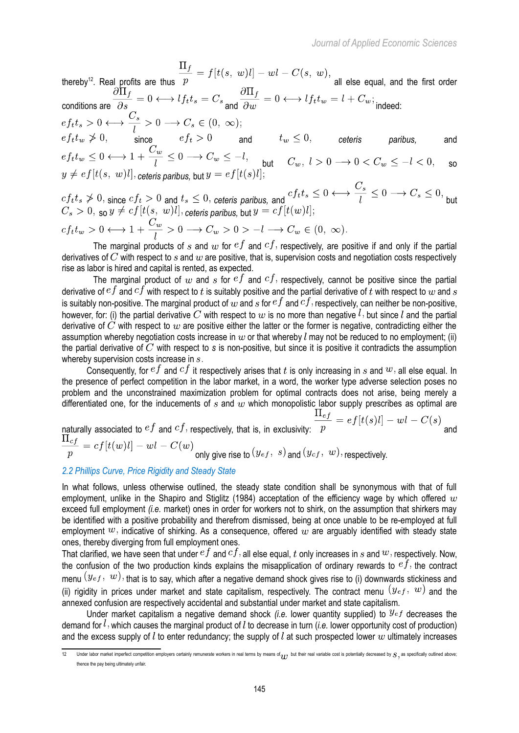thereby[12]. Real profits are thus $\frac{\Pi_f}{p} = f[t(s,\ w)l] - wl - C(s,\ w),$ all else equal, and the first order conditions are $\frac{\partial \Pi_f}{\partial s} = 0 \longleftrightarrow lf_t t_s = C_s$ and $\frac{\partial \Pi_f}{\partial w} = 0 \longleftrightarrow lf_t t_w = l + C_w$; indeed:

$ef_t t_s > 0 \longleftrightarrow \frac{C_s}{l} > 0 \longrightarrow C_s \in (0,\ \infty);$

$ef_t t_w \ngtr 0,$ since $ef_t > 0$ and $t_w \leq 0,$ *ceteris paribus,* and $ef_t t_w \leq 0 \longleftrightarrow 1 + \frac{C_w}{l} \leq 0 \longrightarrow C_w \leq -l,$ but $C_w,\ l > 0 \longrightarrow 0 < C_w \leq -l < 0,$ so $y \neq ef[t(s,\ w)l]$, *ceteris paribus,* but $y = ef[t(s)l]$;

$cf_t t_s \ngtr 0,$ since $cf_t > 0$ and $t_s \leq 0,$ *ceteris paribus,* and $cf_t t_s \leq 0 \longleftrightarrow \frac{C_s}{l} \leq 0 \longrightarrow C_s \leq 0,$ but $C_s > 0,$ so $y \neq cf[t(s,\ w)l]$, *ceteris paribus,* but $y = cf[t(w)l]$;

$cf_t t_w > 0 \longleftrightarrow 1 + \frac{C_w}{l} > 0 \longrightarrow C_w > 0 > -l \longrightarrow C_w \in (0,\ \infty).$

The marginal products of $s$ and $w$ for $ef$ and $cf$, respectively, are positive if and only if the partial derivatives of $C$ with respect to $s$ and $w$ are positive, that is, supervision costs and negotiation costs respectively rise as labor is hired and capital is rented, as expected.

The marginal product of $w$ and $s$ for $ef$ and $cf$, respectively, cannot be positive since the partial derivative of $ef$ and $cf$ with respect to $t$ is suitably positive and the partial derivative of $t$ with respect to $w$ and $s$ is suitably non-positive. The marginal product of $w$ and $s$ for $ef$ and $cf$, respectively, can neither be non-positive, however, for: (i) the partial derivative $C$ with respect to $w$ is no more than negative $l$, but since $l$ and the partial derivative of $C$ with respect to $w$ are positive either the latter or the former is negative, contradicting either the assumption whereby negotiation costs increase in $w$ or that whereby $l$ may not be reduced to no employment; (ii) the partial derivative of $C$ with respect to $s$ is non-positive, but since it is positive it contradicts the assumption whereby supervision costs increase in $s$.

Consequently, for $ef$ and $cf$ it respectively arises that $t$ is only increasing in $s$ and $w$, all else equal. In the presence of perfect competition in the labor market, in a word, the worker type adverse selection poses no problem and the unconstrained maximization problem for optimal contracts does not arise, being merely a differentiated one, for the inducements of $s$ and $w$ which monopolistic labor supply prescribes as optimal are naturally associated to $ef$ and $cf$, respectively, that is, in exclusivity: $\frac{\Pi_{ef}}{p} = ef[t(s)l] - wl - C(s)$ and $\frac{\Pi_{cf}}{p} = cf[t(w)l] - wl - C(w)$ only give rise to $(y_{ef},\ s)$ and $(y_{cf},\ w)$, respectively.

### 2.2 Phillips Curve, Price Rigidity and Steady State

In what follows, unless otherwise outlined, the steady state condition shall be synonymous with that of full employment, unlike in the Shapiro and Stiglitz (1984) acceptation of the efficiency wage by which offered $w$ exceed full employment *(i.e.* market) ones in order for workers not to shirk, on the assumption that shirkers may be identified with a positive probability and therefrom dismissed, being at once unable to be re-employed at full employment $w$, indicative of shirking. As a consequence, offered $w$ are arguably identified with steady state ones, thereby diverging from full employment ones.

That clarified, we have seen that under $ef$ and $cf$, all else equal, $t$ only increases in $s$ and $w$, respectively. Now, the confusion of the two production kinds explains the misapplication of ordinary rewards to $ef$, the contract menu $(y_{ef},\ w)$, that is to say, which after a negative demand shock gives rise to (i) downwards stickiness and (ii) rigidity in prices under market and state capitalism, respectively. The contract menu $(y_{ef},\ w)$ and the annexed confusion are respectively accidental and substantial under market and state capitalism.

Under market capitalism a negative demand shock *(i.e.* lower quantity supplied) to $y_{ef}$ decreases the demand for $l$, which causes the marginal product of $l$ to decrease in turn (*i.e.* lower opportunity cost of production) and the excess supply of $l$ to enter redundancy; the supply of $l$ at such prospected lower $w$ ultimately increases

---

[12] Under labor market imperfect competition employers certainly remunerate workers in real terms by means of $w$, but their real variable cost is potentially decreased by $s$, as specifically outlined above; thence the pay being ultimately unfair.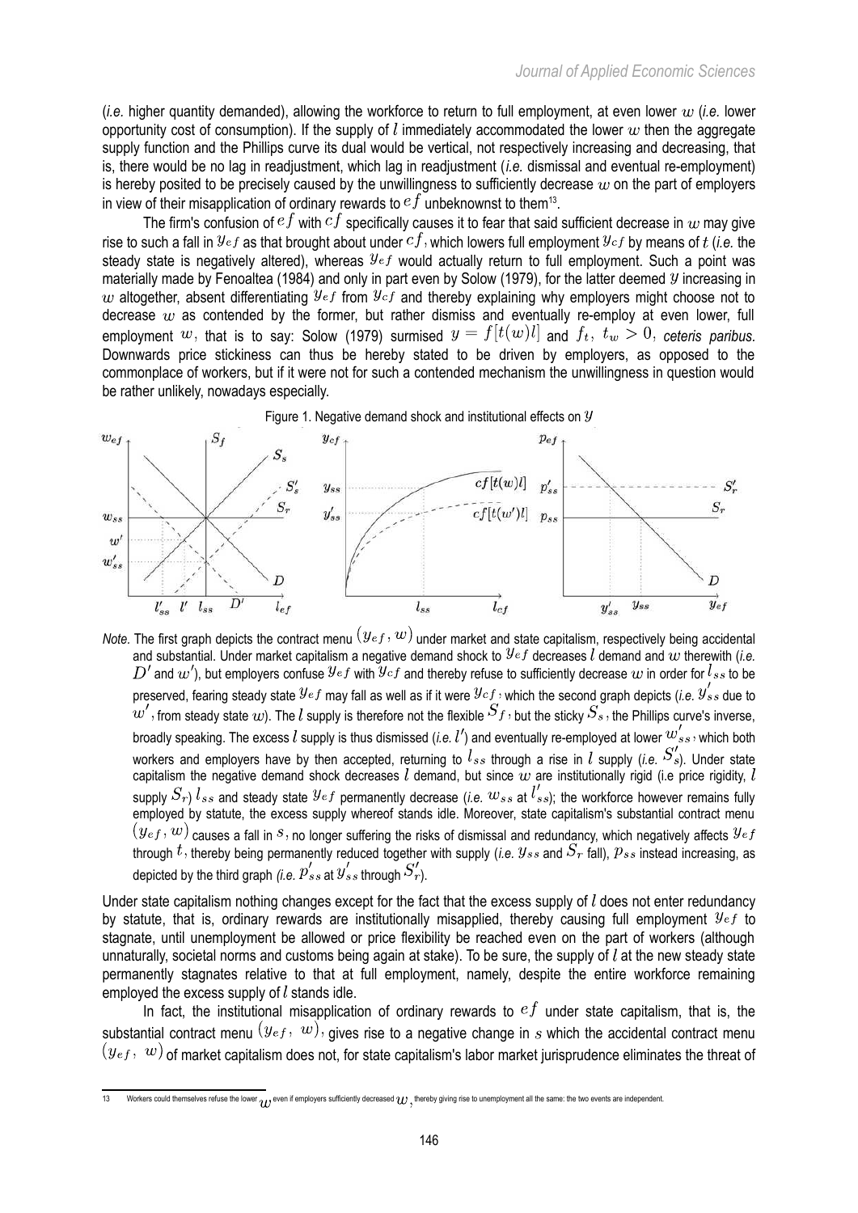(*i.e.* higher quantity demanded), allowing the workforce to return to full employment, at even lower $w$ (*i.e.* lower opportunity cost of consumption). If the supply of $l$ immediately accommodated the lower $w$ then the aggregate supply function and the Phillips curve its dual would be vertical, not respectively increasing and decreasing, that is, there would be no lag in readjustment, which lag in readjustment (*i.e.* dismissal and eventual re-employment) is hereby posited to be precisely caused by the unwillingness to sufficiently decrease $w$ on the part of employers in view of their misapplication of ordinary rewards to $ef$ unbeknownst to them[13].

The firm's confusion of $ef$ with $cf$ specifically causes it to fear that said sufficient decrease in $w$ may give rise to such a fall in $y_{ef}$ as that brought about under $cf$, which lowers full employment $y_{cf}$ by means of $t$ (*i.e.* the steady state is negatively altered), whereas $y_{ef}$ would actually return to full employment. Such a point was materially made by Fenoaltea (1984) and only in part even by Solow (1979), for the latter deemed $y$ increasing in $w$ altogether, absent differentiating $y_{ef}$ from $y_{cf}$ and thereby explaining why employers might choose not to decrease $w$ as contended by the former, but rather dismiss and eventually re-employ at even lower, full employment $w$, that is to say: Solow (1979) surmised $y = f[t(w)l]$ and $f_t,\ t_w > 0$, *ceteris paribus*. Downwards price stickiness can thus be hereby stated to be driven by employers, as opposed to the commonplace of workers, but if it were not for such a contended mechanism the unwillingness in question would be rather unlikely, nowadays especially.

Figure 1. Negative demand shock and institutional effects on $y$

*Note*. The first graph depicts the contract menu $(y_{ef}, w)$ under market and state capitalism, respectively being accidental and substantial. Under market capitalism a negative demand shock to $y_{ef}$ decreases $l$ demand and $w$ therewith (*i.e.* $D'$ and $w'$), but employers confuse $y_{ef}$ with $y_{cf}$ and thereby refuse to sufficiently decrease $w$ in order for $l_{ss}$ to be preserved, fearing steady state $y_{ef}$ may fall as well as if it were $y_{cf}$, which the second graph depicts (*i.e.* $y'_{ss}$ due to $w'$, from steady state $w$). The $l$ supply is therefore not the flexible $S_f$, but the sticky $S_s$, the Phillips curve's inverse, broadly speaking. The excess $l$ supply is thus dismissed (*i.e.* $l'$) and eventually re-employed at lower $w'_{ss}$, which both workers and employers have by then accepted, returning to $l_{ss}$ through a rise in $l$ supply (*i.e.* $S'_s$). Under state capitalism the negative demand shock decreases $l$ demand, but since $w$ are institutionally rigid (i.e price rigidity, $l$ supply $S_r$) $l_{ss}$ and steady state $y_{ef}$ permanently decrease (*i.e.* $w_{ss}$ at $l'_{ss}$); the workforce however remains fully employed by statute, the excess supply whereof stands idle. Moreover, state capitalism's substantial contract menu $(y_{ef}, w)$ causes a fall in $s$, no longer suffering the risks of dismissal and redundancy, which negatively affects $y_{ef}$ through $t$, thereby being permanently reduced together with supply (*i.e.* $y_{ss}$ and $S_r$ fall), $p_{ss}$ instead increasing, as depicted by the third graph (*i.e.* $p'_{ss}$ at $y'_{ss}$ through $S'_r$).

Under state capitalism nothing changes except for the fact that the excess supply of $l$ does not enter redundancy by statute, that is, ordinary rewards are institutionally misapplied, thereby causing full employment $y_{ef}$ to stagnate, until unemployment be allowed or price flexibility be reached even on the part of workers (although unnaturally, societal norms and customs being again at stake). To be sure, the supply of $l$ at the new steady state permanently stagnates relative to that at full employment, namely, despite the entire workforce remaining employed the excess supply of $l$ stands idle.

In fact, the institutional misapplication of ordinary rewards to $ef$ under state capitalism, that is, the substantial contract menu $(y_{ef},\ w)$, gives rise to a negative change in $s$ which the accidental contract menu $(y_{ef},\ w)$ of market capitalism does not, for state capitalism's labor market jurisprudence eliminates the threat of

[13] Workers could themselves refuse the lower $w$ even if employers sufficiently decreased $w$, thereby giving rise to unemployment all the same: the two events are independent.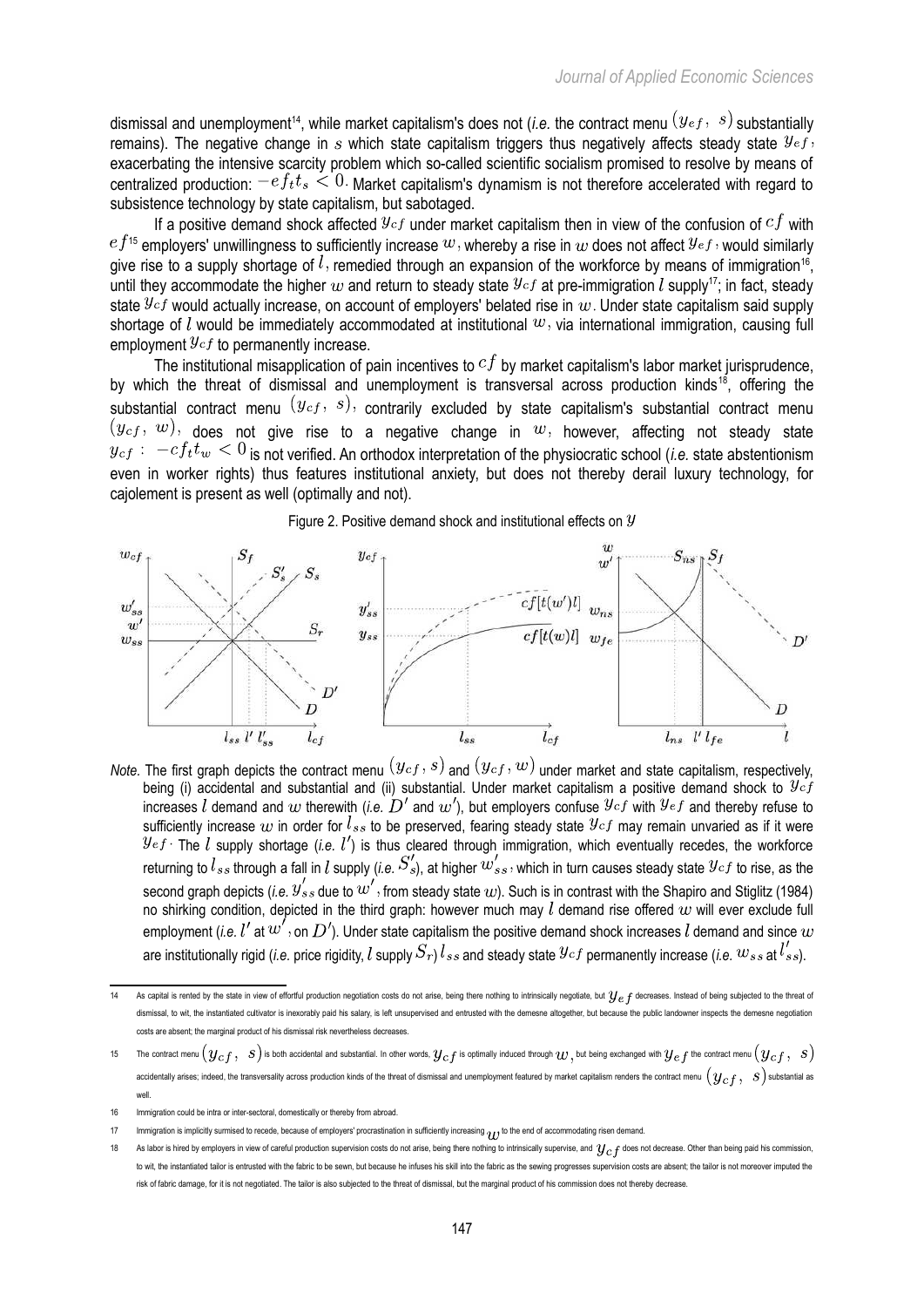dismissal and unemployment[14], while market capitalism's does not (*i.e.* the contract menu $(y_{ef},\ s)$ substantially remains). The negative change in $s$ which state capitalism triggers thus negatively affects steady state $y_{ef}$, exacerbating the intensive scarcity problem which so-called scientific socialism promised to resolve by means of centralized production: $-ef_t t_s < 0$. Market capitalism's dynamism is not therefore accelerated with regard to subsistence technology by state capitalism, but sabotaged.

If a positive demand shock affected $y_{cf}$ under market capitalism then in view of the confusion of $cf$ with $ef$[15] employers' unwillingness to sufficiently increase $w$, whereby a rise in $w$ does not affect $y_{ef}$, would similarly give rise to a supply shortage of $l$, remedied through an expansion of the workforce by means of immigration[16], until they accommodate the higher $w$ and return to steady state $y_{cf}$ at pre-immigration $l$ supply[17]; in fact, steady state $y_{cf}$ would actually increase, on account of employers' belated rise in $w$. Under state capitalism said supply shortage of $l$ would be immediately accommodated at institutional $w$, via international immigration, causing full employment $y_{cf}$ to permanently increase.

The institutional misapplication of pain incentives to $cf$ by market capitalism's labor market jurisprudence, by which the threat of dismissal and unemployment is transversal across production kinds[18], offering the substantial contract menu $(y_{cf},\ s)$, contrarily excluded by state capitalism's substantial contract menu $(y_{cf},\ w)$, does not give rise to a negative change in $w$, however, affecting not steady state $y_{cf}$: $-cf_t t_w < 0$ is not verified. An orthodox interpretation of the physiocratic school (*i.e.* state abstentionism even in worker rights) thus features institutional anxiety, but does not thereby derail luxury technology, for cajolement is present as well (optimally and not).

Figure 2. Positive demand shock and institutional effects on $y$

*Note.* The first graph depicts the contract menu $(y_{cf}, s)$ and $(y_{cf}, w)$ under market and state capitalism, respectively, being (i) accidental and substantial and (ii) substantial. Under market capitalism a positive demand shock to $y_{cf}$ increases $l$ demand and $w$ therewith (*i.e.* $D'$ and $w'$), but employers confuse $y_{cf}$ with $y_{ef}$ and thereby refuse to sufficiently increase $w$ in order for $l_{ss}$ to be preserved, fearing steady state $y_{cf}$ may remain unvaried as if it were $y_{ef}$. The $l$ supply shortage (*i.e.* $l'$) is thus cleared through immigration, which eventually recedes, the workforce returning to $l_{ss}$ through a fall in $l$ supply (*i.e.* $S'_s$), at higher $w'_{ss}$, which in turn causes steady state $y_{cf}$ to rise, as the second graph depicts (*i.e.* $y'_{ss}$ due to $w'$, from steady state $w$). Such is in contrast with the Shapiro and Stiglitz (1984) no shirking condition, depicted in the third graph: however much may $l$ demand rise offered $w$ will ever exclude full employment (*i.e.* $l'$ at $w'$, on $D'$). Under state capitalism the positive demand shock increases $l$ demand and since $w$ are institutionally rigid (*i.e.* price rigidity, $l$ supply $S_r$) $l_{ss}$ and steady state $y_{cf}$ permanently increase (*i.e.* $w_{ss}$ at $l'_{ss}$).

---

[14] As capital is rented by the state in view of effortful production negotiation costs do not arise, being there nothing to intrinsically negotiate, but $y_{ef}$ decreases. Instead of being subjected to the threat of dismissal, to wit, the instantiated cultivator is inexorably paid his salary, is left unsupervised and entrusted with the demesne altogether, but because the public landowner inspects the demesne negotiation costs are absent; the marginal product of his dismissal risk nevertheless decreases.

[15] The contract menu $(y_{cf},\ s)$ is both accidental and substantial. In other words, $y_{cf}$ is optimally induced through $w$, but being exchanged with $y_{ef}$ the contract menu $(y_{cf},\ s)$ accidentally arises; indeed, the transversality across production kinds of the threat of dismissal and unemployment featured by market capitalism renders the contract menu $(y_{cf},\ s)$ substantial as well.

[16] Immigration could be intra or inter-sectoral, domestically or thereby from abroad.

[17] Immigration is implicitly surmised to recede, because of employers' procrastination in sufficiently increasing $w$ to the end of accommodating risen demand.

[18] As labor is hired by employers in view of careful production supervision costs do not arise, being there nothing to intrinsically supervise, and $y_{cf}$ does not decrease. Other than being paid his commission, to wit, the instantiated tailor is entrusted with the fabric to be sewn, but because he infuses his skill into the fabric as the sewing progresses supervision costs are absent; the tailor is not moreover imputed the risk of fabric damage, for it is not negotiated. The tailor is also subjected to the threat of dismissal, but the marginal product of his commission does not thereby decrease.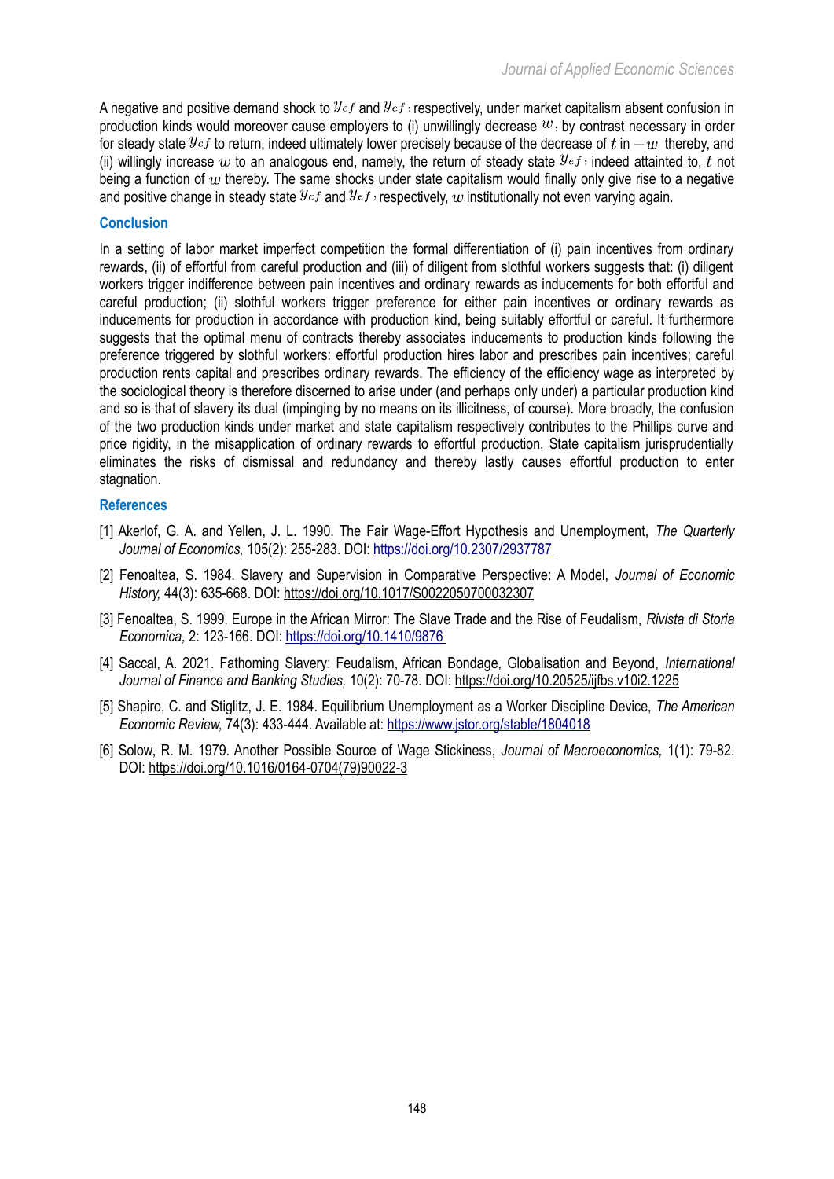A negative and positive demand shock to $y_{cf}$ and $y_{ef}$, respectively, under market capitalism absent confusion in production kinds would moreover cause employers to (i) unwillingly decrease $w$, by contrast necessary in order for steady state $y_{cf}$ to return, indeed ultimately lower precisely because of the decrease of $t$ in $-w$ thereby, and (ii) willingly increase $w$ to an analogous end, namely, the return of steady state $y_{ef}$, indeed attainted to, $t$ not being a function of $w$ thereby. The same shocks under state capitalism would finally only give rise to a negative and positive change in steady state $y_{cf}$ and $y_{ef}$, respectively, $w$ institutionally not even varying again.

## Conclusion

In a setting of labor market imperfect competition the formal differentiation of (i) pain incentives from ordinary rewards, (ii) of effortful from careful production and (iii) of diligent from slothful workers suggests that: (i) diligent workers trigger indifference between pain incentives and ordinary rewards as inducements for both effortful and careful production; (ii) slothful workers trigger preference for either pain incentives or ordinary rewards as inducements for production in accordance with production kind, being suitably effortful or careful. It furthermore suggests that the optimal menu of contracts thereby associates inducements to production kinds following the preference triggered by slothful workers: effortful production hires labor and prescribes pain incentives; careful production rents capital and prescribes ordinary rewards. The efficiency of the efficiency wage as interpreted by the sociological theory is therefore discerned to arise under (and perhaps only under) a particular production kind and so is that of slavery its dual (impinging by no means on its illicitness, of course). More broadly, the confusion of the two production kinds under market and state capitalism respectively contributes to the Phillips curve and price rigidity, in the misapplication of ordinary rewards to effortful production. State capitalism jurisprudentially eliminates the risks of dismissal and redundancy and thereby lastly causes effortful production to enter stagnation.

## References

[1] Akerlof, G. A. and Yellen, J. L. 1990. The Fair Wage-Effort Hypothesis and Unemployment, *The Quarterly Journal of Economics,* 105(2): 255-283. DOI: https://doi.org/10.2307/2937787

[2] Fenoaltea, S. 1984. Slavery and Supervision in Comparative Perspective: A Model, *Journal of Economic History,* 44(3): 635-668. DOI: https://doi.org/10.1017/S0022050700032307

[3] Fenoaltea, S. 1999. Europe in the African Mirror: The Slave Trade and the Rise of Feudalism, *Rivista di Storia Economica,* 2: 123-166. DOI: https://doi.org/10.1410/9876

[4] Saccal, A. 2021. Fathoming Slavery: Feudalism, African Bondage, Globalisation and Beyond, *International Journal of Finance and Banking Studies,* 10(2): 70-78. DOI: https://doi.org/10.20525/ijfbs.v10i2.1225

[5] Shapiro, C. and Stiglitz, J. E. 1984. Equilibrium Unemployment as a Worker Discipline Device, *The American Economic Review,* 74(3): 433-444. Available at: https://www.jstor.org/stable/1804018

[6] Solow, R. M. 1979. Another Possible Source of Wage Stickiness, *Journal of Macroeconomics,* 1(1): 79-82. DOI: https://doi.org/10.1016/0164-0704(79)90022-3